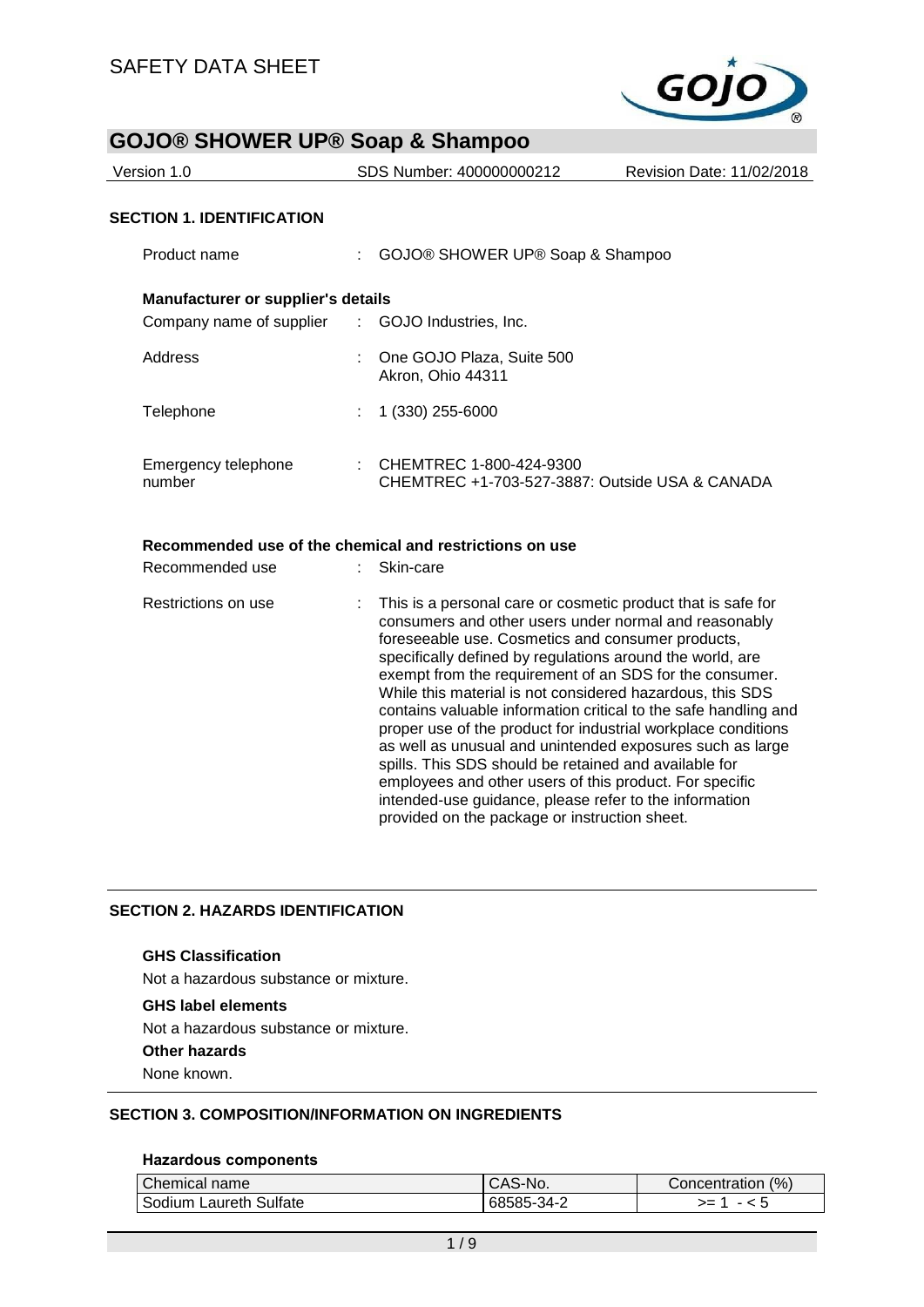# SAFETY DATA SHEET

## GOJO® SHOWER UP® Soap & Shampoo

| Version 1.0 | SDS Number: 400000000212 | Revision Date: 11/02/2018 |
|---|---|---|

### SECTION 1. IDENTIFICATION

Product name : GOJO® SHOWER UP® Soap & Shampoo

**Manufacturer or supplier's details**

Company name of supplier : GOJO Industries, Inc.

Address : One GOJO Plaza, Suite 500
Akron, Ohio 44311

Telephone : 1 (330) 255-6000

Emergency telephone number : CHEMTREC 1-800-424-9300
CHEMTREC +1-703-527-3887: Outside USA & CANADA

**Recommended use of the chemical and restrictions on use**

Recommended use : Skin-care

Restrictions on use : This is a personal care or cosmetic product that is safe for consumers and other users under normal and reasonably foreseeable use. Cosmetics and consumer products, specifically defined by regulations around the world, are exempt from the requirement of an SDS for the consumer. While this material is not considered hazardous, this SDS contains valuable information critical to the safe handling and proper use of the product for industrial workplace conditions as well as unusual and unintended exposures such as large spills. This SDS should be retained and available for employees and other users of this product. For specific intended-use guidance, please refer to the information provided on the package or instruction sheet.

### SECTION 2. HAZARDS IDENTIFICATION

**GHS Classification**

Not a hazardous substance or mixture.

**GHS label elements**

Not a hazardous substance or mixture.

**Other hazards**

None known.

### SECTION 3. COMPOSITION/INFORMATION ON INGREDIENTS

**Hazardous components**

| Chemical name | CAS-No. | Concentration (%) |
|---|---|---|
| Sodium Laureth Sulfate | 68585-34-2 | >= 1 - < 5 |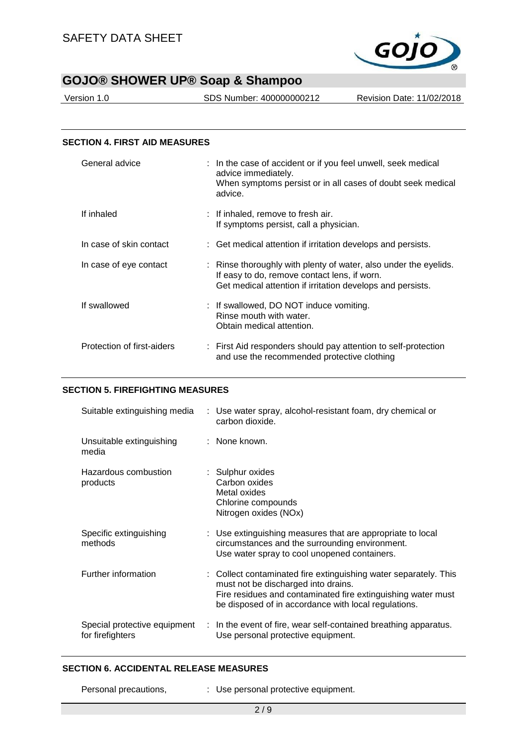## SECTION 4. FIRST AID MEASURES

| | |
|---|---|
| General advice | : In the case of accident or if you feel unwell, seek medical advice immediately. When symptoms persist or in all cases of doubt seek medical advice. |
| If inhaled | : If inhaled, remove to fresh air. If symptoms persist, call a physician. |
| In case of skin contact | : Get medical attention if irritation develops and persists. |
| In case of eye contact | : Rinse thoroughly with plenty of water, also under the eyelids. If easy to do, remove contact lens, if worn. Get medical attention if irritation develops and persists. |
| If swallowed | : If swallowed, DO NOT induce vomiting. Rinse mouth with water. Obtain medical attention. |
| Protection of first-aiders | : First Aid responders should pay attention to self-protection and use the recommended protective clothing |

## SECTION 5. FIREFIGHTING MEASURES

| | |
|---|---|
| Suitable extinguishing media | : Use water spray, alcohol-resistant foam, dry chemical or carbon dioxide. |
| Unsuitable extinguishing media | : None known. |
| Hazardous combustion products | : Sulphur oxides<br>Carbon oxides<br>Metal oxides<br>Chlorine compounds<br>Nitrogen oxides (NOx) |
| Specific extinguishing methods | : Use extinguishing measures that are appropriate to local circumstances and the surrounding environment. Use water spray to cool unopened containers. |
| Further information | : Collect contaminated fire extinguishing water separately. This must not be discharged into drains. Fire residues and contaminated fire extinguishing water must be disposed of in accordance with local regulations. |
| Special protective equipment for firefighters | : In the event of fire, wear self-contained breathing apparatus. Use personal protective equipment. |

## SECTION 6. ACCIDENTAL RELEASE MEASURES

| | |
|---|---|
| Personal precautions, | : Use personal protective equipment. |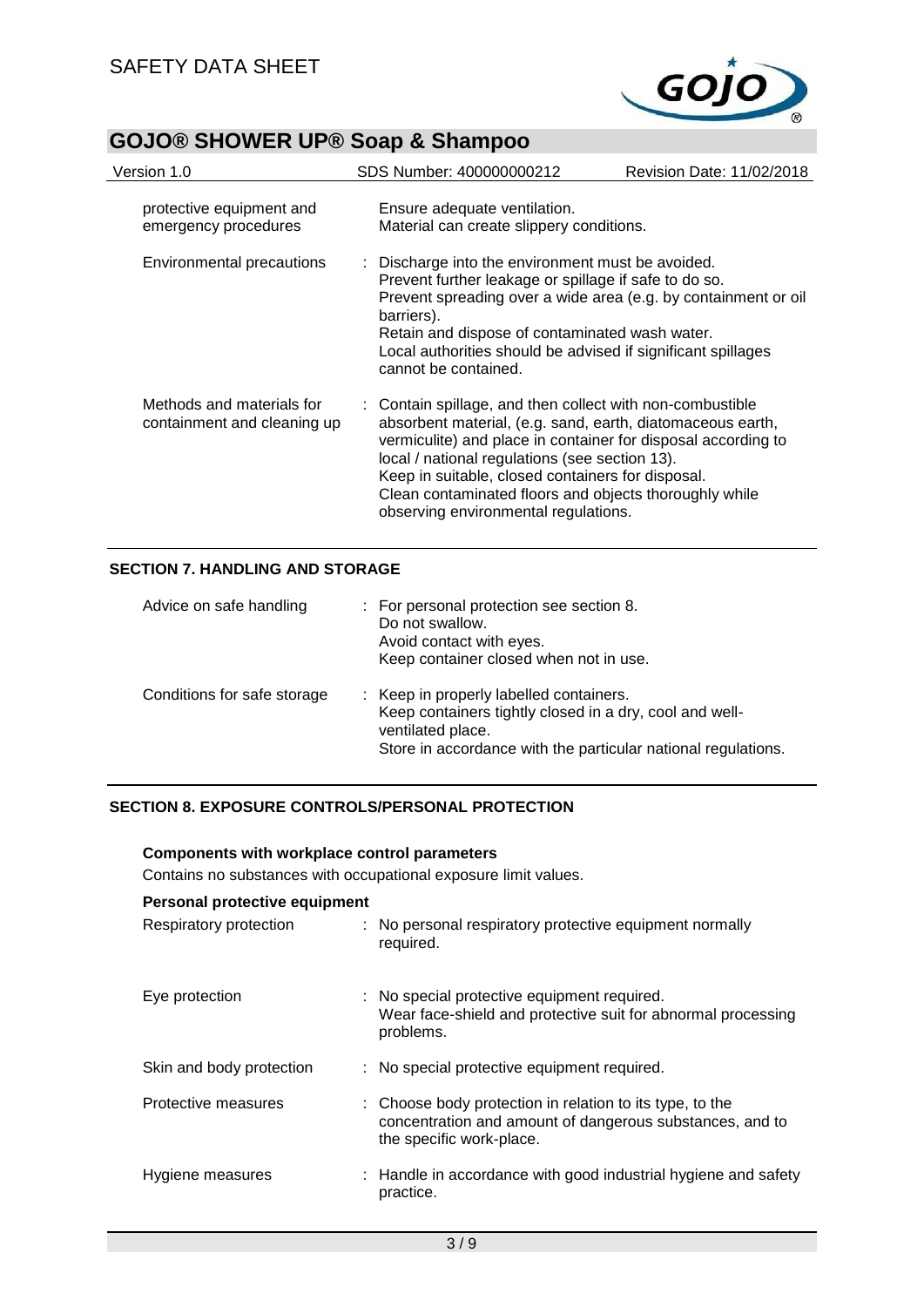| | |
|---|---|
| protective equipment and emergency procedures | Ensure adequate ventilation.<br>Material can create slippery conditions. |
| Environmental precautions | : Discharge into the environment must be avoided.<br>Prevent further leakage or spillage if safe to do so.<br>Prevent spreading over a wide area (e.g. by containment or oil barriers).<br>Retain and dispose of contaminated wash water.<br>Local authorities should be advised if significant spillages cannot be contained. |
| Methods and materials for containment and cleaning up | : Contain spillage, and then collect with non-combustible absorbent material, (e.g. sand, earth, diatomaceous earth, vermiculite) and place in container for disposal according to local / national regulations (see section 13).<br>Keep in suitable, closed containers for disposal.<br>Clean contaminated floors and objects thoroughly while observing environmental regulations. |

## SECTION 7. HANDLING AND STORAGE

| | |
|---|---|
| Advice on safe handling | : For personal protection see section 8.<br>Do not swallow.<br>Avoid contact with eyes.<br>Keep container closed when not in use. |
| Conditions for safe storage | : Keep in properly labelled containers.<br>Keep containers tightly closed in a dry, cool and well-ventilated place.<br>Store in accordance with the particular national regulations. |

## SECTION 8. EXPOSURE CONTROLS/PERSONAL PROTECTION

**Components with workplace control parameters**

Contains no substances with occupational exposure limit values.

**Personal protective equipment**

| | |
|---|---|
| Respiratory protection | : No personal respiratory protective equipment normally required. |
| Eye protection | : No special protective equipment required.<br>Wear face-shield and protective suit for abnormal processing problems. |
| Skin and body protection | : No special protective equipment required. |
| Protective measures | : Choose body protection in relation to its type, to the concentration and amount of dangerous substances, and to the specific work-place. |
| Hygiene measures | : Handle in accordance with good industrial hygiene and safety practice. |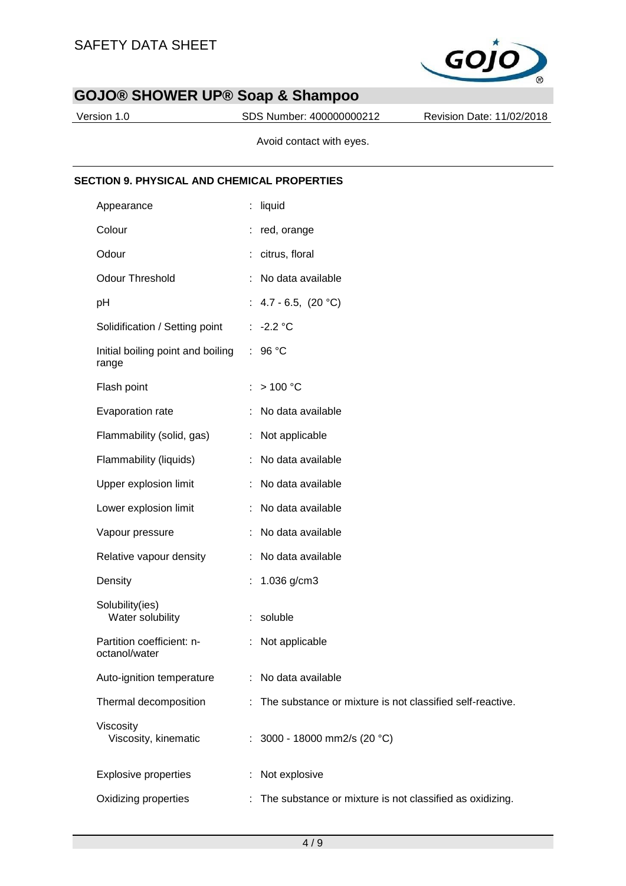Avoid contact with eyes.

## SECTION 9. PHYSICAL AND CHEMICAL PROPERTIES

| Property | Value |
|---|---|
| Appearance | : liquid |
| Colour | : red, orange |
| Odour | : citrus, floral |
| Odour Threshold | : No data available |
| pH | : 4.7 - 6.5, (20 °C) |
| Solidification / Setting point | : -2.2 °C |
| Initial boiling point and boiling range | : 96 °C |
| Flash point | : > 100 °C |
| Evaporation rate | : No data available |
| Flammability (solid, gas) | : Not applicable |
| Flammability (liquids) | : No data available |
| Upper explosion limit | : No data available |
| Lower explosion limit | : No data available |
| Vapour pressure | : No data available |
| Relative vapour density | : No data available |
| Density | : 1.036 g/cm3 |
| Solubility(ies) Water solubility | : soluble |
| Partition coefficient: n-octanol/water | : Not applicable |
| Auto-ignition temperature | : No data available |
| Thermal decomposition | : The substance or mixture is not classified self-reactive. |
| Viscosity Viscosity, kinematic | : 3000 - 18000 mm2/s (20 °C) |
| Explosive properties | : Not explosive |
| Oxidizing properties | : The substance or mixture is not classified as oxidizing. |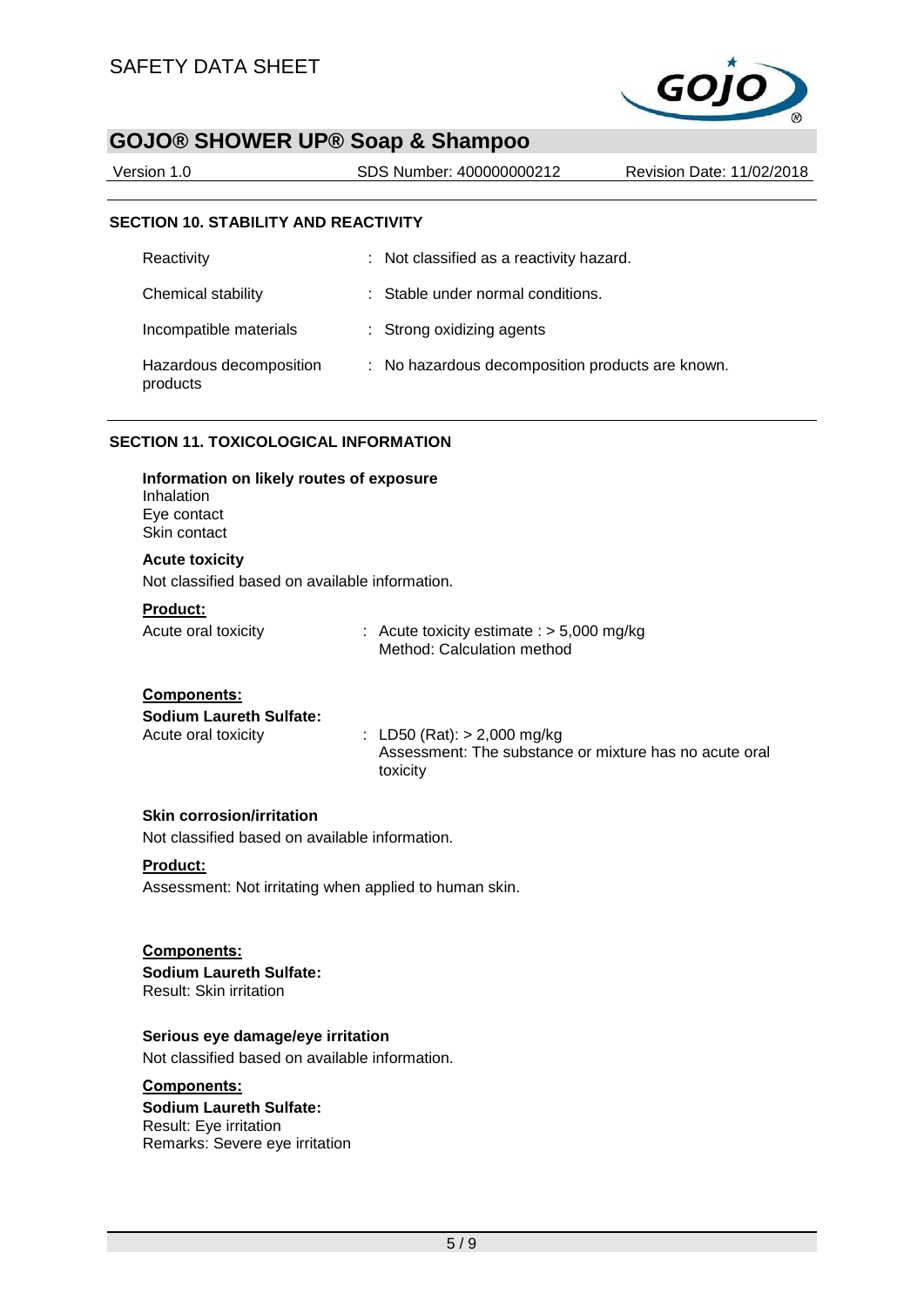## SECTION 10. STABILITY AND REACTIVITY

| | |
|---|---|
| Reactivity | : Not classified as a reactivity hazard. |
| Chemical stability | : Stable under normal conditions. |
| Incompatible materials | : Strong oxidizing agents |
| Hazardous decomposition products | : No hazardous decomposition products are known. |

## SECTION 11. TOXICOLOGICAL INFORMATION

**Information on likely routes of exposure**
Inhalation
Eye contact
Skin contact

**Acute toxicity**

Not classified based on available information.

**Product:**

Acute oral toxicity : Acute toxicity estimate : > 5,000 mg/kg
Method: Calculation method

**Components:**

**Sodium Laureth Sulfate:**

Acute oral toxicity : LD50 (Rat): > 2,000 mg/kg
Assessment: The substance or mixture has no acute oral toxicity

**Skin corrosion/irritation**

Not classified based on available information.

**Product:**

Assessment: Not irritating when applied to human skin.

**Components:**

**Sodium Laureth Sulfate:**
Result: Skin irritation

**Serious eye damage/eye irritation**

Not classified based on available information.

**Components:**

**Sodium Laureth Sulfate:**
Result: Eye irritation
Remarks: Severe eye irritation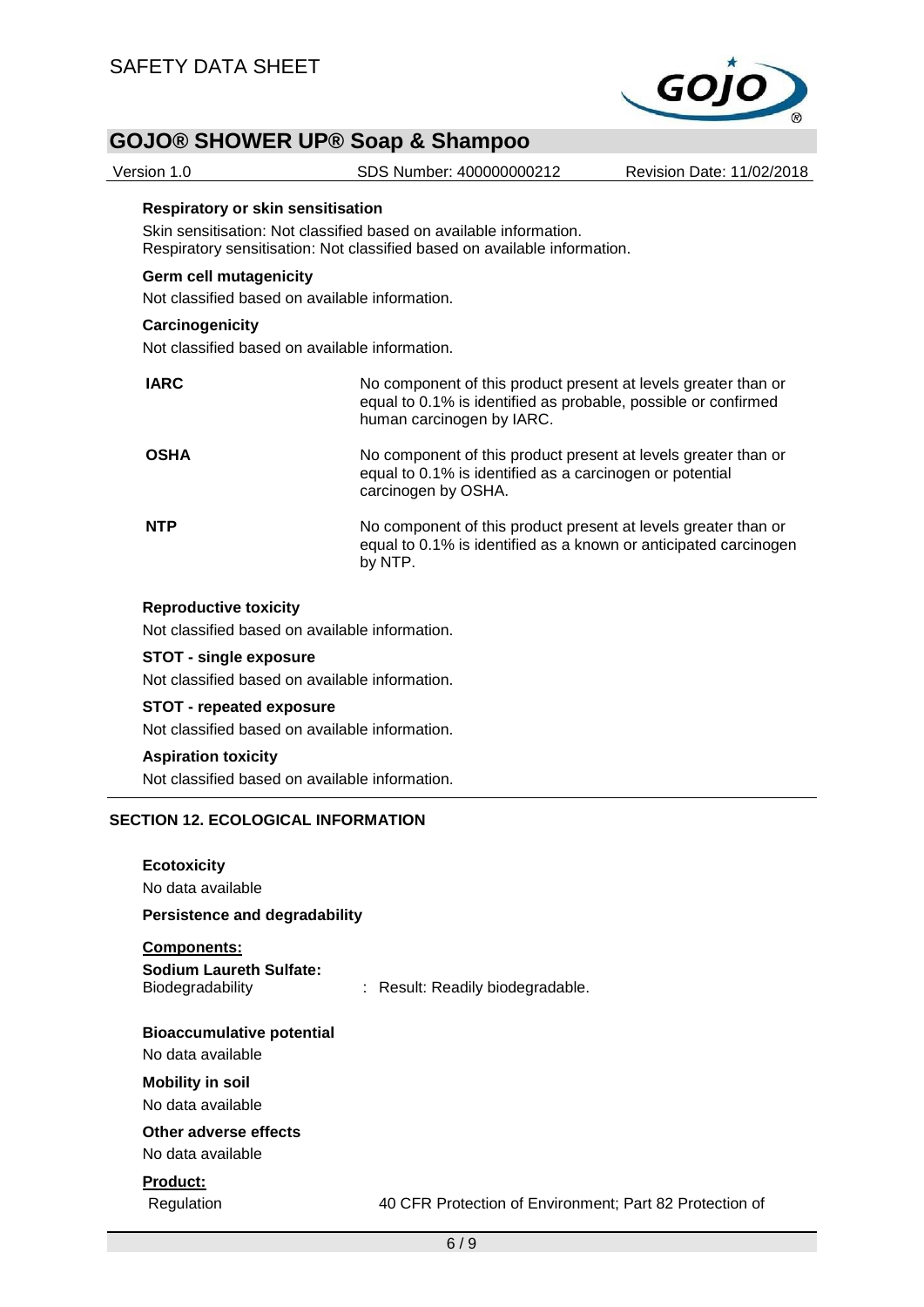**Respiratory or skin sensitisation**

Skin sensitisation: Not classified based on available information.
Respiratory sensitisation: Not classified based on available information.

**Germ cell mutagenicity**

Not classified based on available information.

**Carcinogenicity**

Not classified based on available information.

| | |
|---|---|
| **IARC** | No component of this product present at levels greater than or equal to 0.1% is identified as probable, possible or confirmed human carcinogen by IARC. |
| **OSHA** | No component of this product present at levels greater than or equal to 0.1% is identified as a carcinogen or potential carcinogen by OSHA. |
| **NTP** | No component of this product present at levels greater than or equal to 0.1% is identified as a known or anticipated carcinogen by NTP. |

**Reproductive toxicity**

Not classified based on available information.

**STOT - single exposure**

Not classified based on available information.

**STOT - repeated exposure**

Not classified based on available information.

**Aspiration toxicity**

Not classified based on available information.

## SECTION 12. ECOLOGICAL INFORMATION

**Ecotoxicity**

No data available

**Persistence and degradability**

**Components:**

**Sodium Laureth Sulfate:**

Biodegradability : Result: Readily biodegradable.

**Bioaccumulative potential**

No data available

**Mobility in soil**

No data available

**Other adverse effects**

No data available

**Product:**

Regulation 40 CFR Protection of Environment; Part 82 Protection of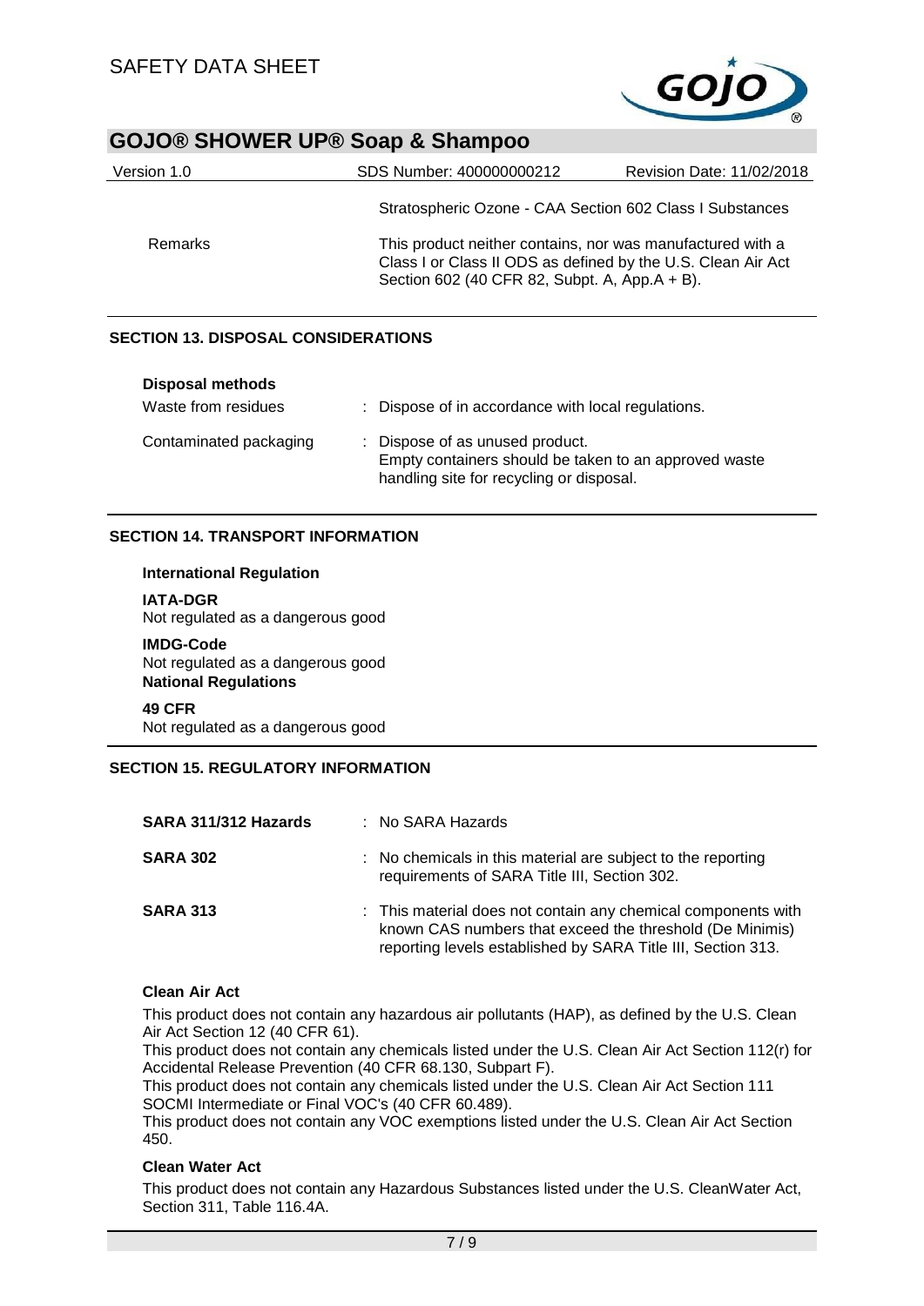| | |
|---|---|
| | Stratospheric Ozone - CAA Section 602 Class I Substances |
| Remarks | This product neither contains, nor was manufactured with a Class I or Class II ODS as defined by the U.S. Clean Air Act Section 602 (40 CFR 82, Subpt. A, App.A + B). |

## SECTION 13. DISPOSAL CONSIDERATIONS

**Disposal methods**

| | |
|---|---|
| Waste from residues | : Dispose of in accordance with local regulations. |
| Contaminated packaging | : Dispose of as unused product.<br>Empty containers should be taken to an approved waste handling site for recycling or disposal. |

## SECTION 14. TRANSPORT INFORMATION

**International Regulation**

**IATA-DGR**
Not regulated as a dangerous good

**IMDG-Code**
Not regulated as a dangerous good

**National Regulations**

**49 CFR**
Not regulated as a dangerous good

## SECTION 15. REGULATORY INFORMATION

| | |
|---|---|
| **SARA 311/312 Hazards** | : No SARA Hazards |
| **SARA 302** | : No chemicals in this material are subject to the reporting requirements of SARA Title III, Section 302. |
| **SARA 313** | : This material does not contain any chemical components with known CAS numbers that exceed the threshold (De Minimis) reporting levels established by SARA Title III, Section 313. |

**Clean Air Act**

This product does not contain any hazardous air pollutants (HAP), as defined by the U.S. Clean Air Act Section 12 (40 CFR 61).
This product does not contain any chemicals listed under the U.S. Clean Air Act Section 112(r) for Accidental Release Prevention (40 CFR 68.130, Subpart F).
This product does not contain any chemicals listed under the U.S. Clean Air Act Section 111 SOCMI Intermediate or Final VOC's (40 CFR 60.489).
This product does not contain any VOC exemptions listed under the U.S. Clean Air Act Section 450.

**Clean Water Act**

This product does not contain any Hazardous Substances listed under the U.S. CleanWater Act, Section 311, Table 116.4A.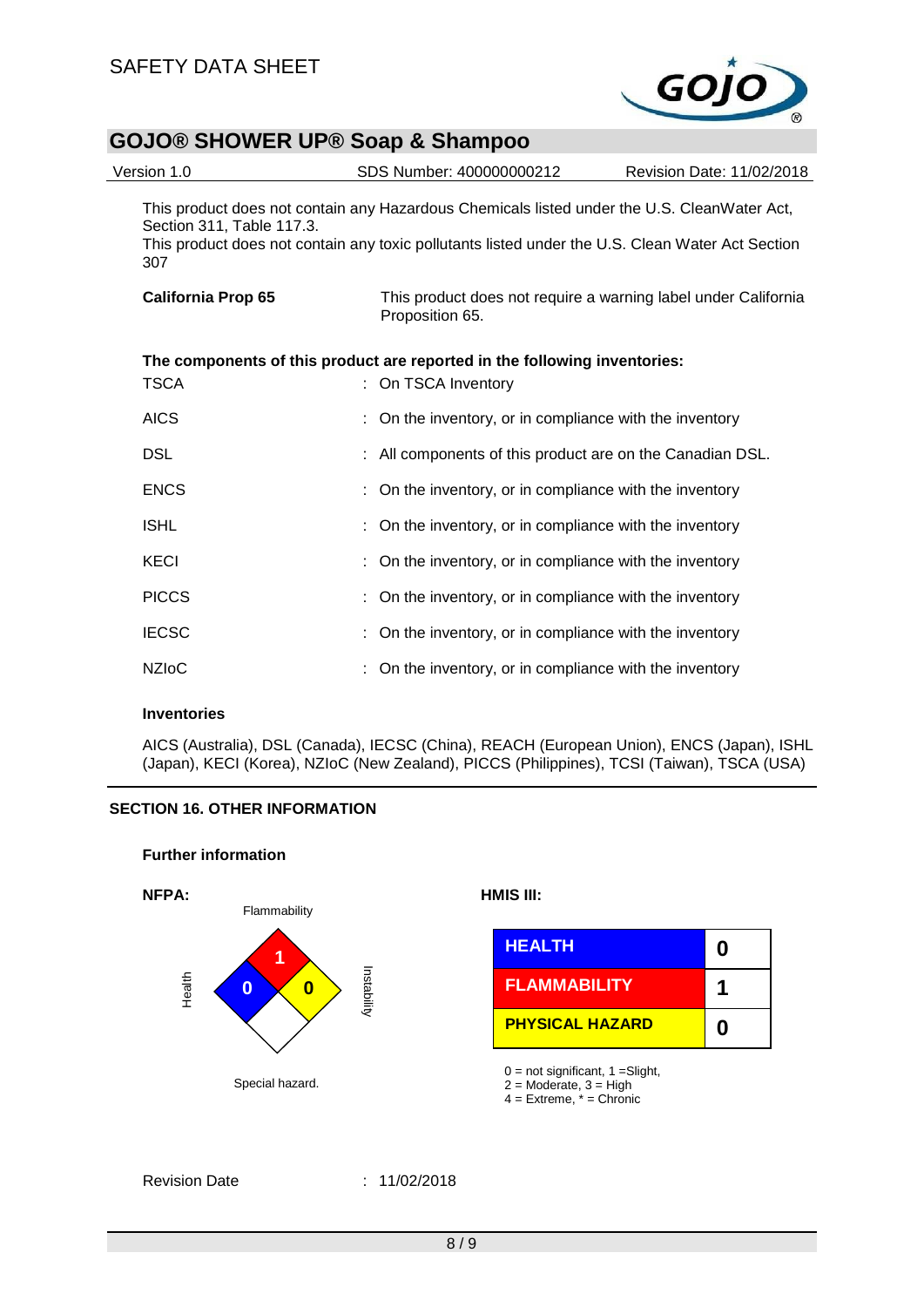This product does not contain any Hazardous Chemicals listed under the U.S. CleanWater Act, Section 311, Table 117.3.

This product does not contain any toxic pollutants listed under the U.S. Clean Water Act Section 307

**California Prop 65** This product does not require a warning label under California Proposition 65.

**The components of this product are reported in the following inventories:**

| | |
|---|---|
| TSCA | : On TSCA Inventory |
| AICS | : On the inventory, or in compliance with the inventory |
| DSL | : All components of this product are on the Canadian DSL. |
| ENCS | : On the inventory, or in compliance with the inventory |
| ISHL | : On the inventory, or in compliance with the inventory |
| KECI | : On the inventory, or in compliance with the inventory |
| PICCS | : On the inventory, or in compliance with the inventory |
| IECSC | : On the inventory, or in compliance with the inventory |
| NZIoC | : On the inventory, or in compliance with the inventory |

**Inventories**

AICS (Australia), DSL (Canada), IECSC (China), REACH (European Union), ENCS (Japan), ISHL (Japan), KECI (Korea), NZIoC (New Zealand), PICCS (Philippines), TCSI (Taiwan), TSCA (USA)

## SECTION 16. OTHER INFORMATION

**Further information**

**NFPA:**

Flammability: 1
Health: 0
Instability: 0
Special hazard.

**HMIS III:**

| | |
|---|---|
| HEALTH | 0 |
| FLAMMABILITY | 1 |
| PHYSICAL HAZARD | 0 |

0 = not significant, 1 =Slight,
2 = Moderate, 3 = High
4 = Extreme, * = Chronic

Revision Date : 11/02/2018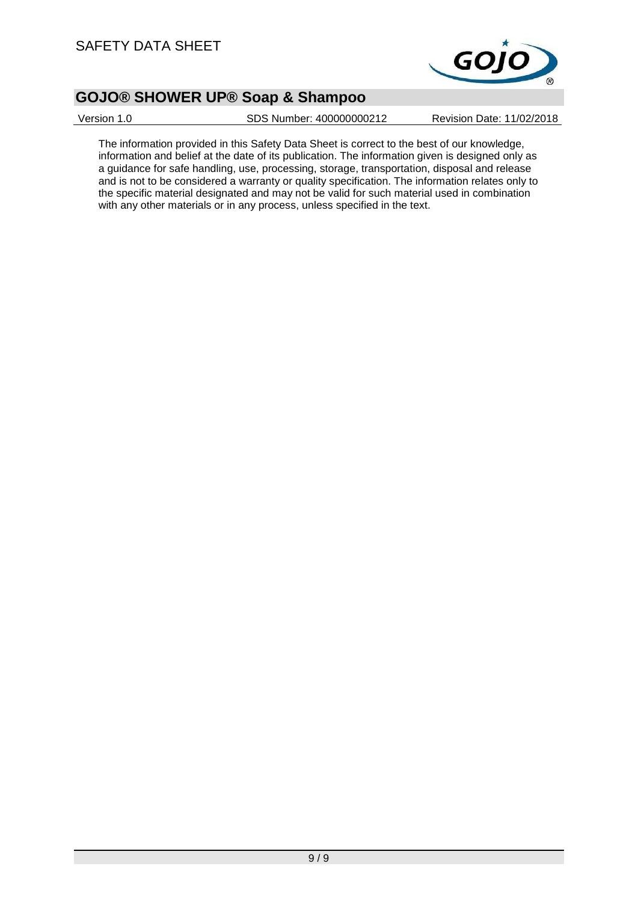The information provided in this Safety Data Sheet is correct to the best of our knowledge, information and belief at the date of its publication. The information given is designed only as a guidance for safe handling, use, processing, storage, transportation, disposal and release and is not to be considered a warranty or quality specification. The information relates only to the specific material designated and may not be valid for such material used in combination with any other materials or in any process, unless specified in the text.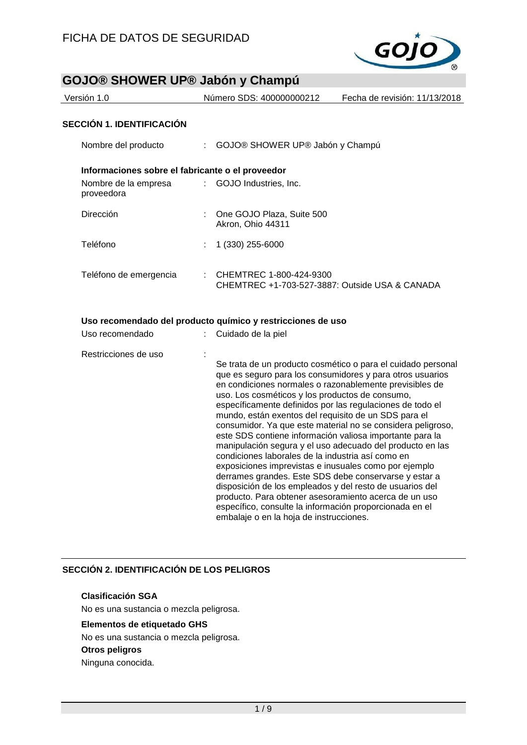FICHA DE DATOS DE SEGURIDAD

# GOJO® SHOWER UP® Jabón y Champú

Versión 1.0 | Número SDS: 400000000212 | Fecha de revisión: 11/13/2018

## SECCIÓN 1. IDENTIFICACIÓN

Nombre del producto : GOJO® SHOWER UP® Jabón y Champú

**Informaciones sobre el fabricante o el proveedor**

Nombre de la empresa proveedora : GOJO Industries, Inc.

Dirección : One GOJO Plaza, Suite 500
Akron, Ohio 44311

Teléfono : 1 (330) 255-6000

Teléfono de emergencia : CHEMTREC 1-800-424-9300
CHEMTREC +1-703-527-3887: Outside USA & CANADA

**Uso recomendado del producto químico y restricciones de uso**

Uso recomendado : Cuidado de la piel

Restricciones de uso : Se trata de un producto cosmético o para el cuidado personal que es seguro para los consumidores y para otros usuarios en condiciones normales o razonablemente previsibles de uso. Los cosméticos y los productos de consumo, específicamente definidos por las regulaciones de todo el mundo, están exentos del requisito de un SDS para el consumidor. Ya que este material no se considera peligroso, este SDS contiene información valiosa importante para la manipulación segura y el uso adecuado del producto en las condiciones laborales de la industria así como en exposiciones imprevistas e inusuales como por ejemplo derrames grandes. Este SDS debe conservarse y estar a disposición de los empleados y del resto de usuarios del producto. Para obtener asesoramiento acerca de un uso específico, consulte la información proporcionada en el embalaje o en la hoja de instrucciones.

## SECCIÓN 2. IDENTIFICACIÓN DE LOS PELIGROS

**Clasificación SGA**

No es una sustancia o mezcla peligrosa.

**Elementos de etiquetado GHS**

No es una sustancia o mezcla peligrosa.

**Otros peligros**

Ninguna conocida.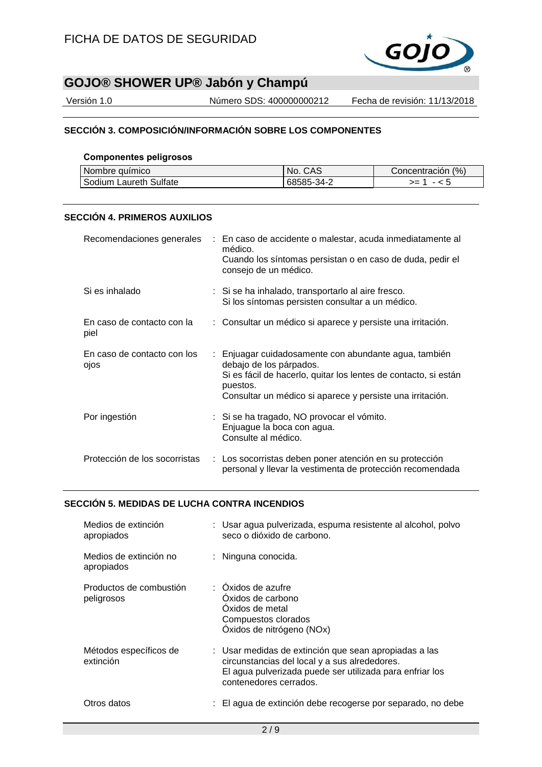## SECCIÓN 3. COMPOSICIÓN/INFORMACIÓN SOBRE LOS COMPONENTES

**Componentes peligrosos**

| Nombre químico | No. CAS | Concentración (%) |
|---|---|---|
| Sodium Laureth Sulfate | 68585-34-2 | >= 1 - < 5 |

## SECCIÓN 4. PRIMEROS AUXILIOS

Recomendaciones generales : En caso de accidente o malestar, acuda inmediatamente al médico.
Cuando los síntomas persistan o en caso de duda, pedir el consejo de un médico.

Si es inhalado : Si se ha inhalado, transportarlo al aire fresco.
Si los síntomas persisten consultar a un médico.

En caso de contacto con la piel : Consultar un médico si aparece y persiste una irritación.

En caso de contacto con los ojos : Enjuagar cuidadosamente con abundante agua, también debajo de los párpados.
Si es fácil de hacerlo, quitar los lentes de contacto, si están puestos.
Consultar un médico si aparece y persiste una irritación.

Por ingestión : Si se ha tragado, NO provocar el vómito.
Enjuague la boca con agua.
Consulte al médico.

Protección de los socorristas : Los socorristas deben poner atención en su protección personal y llevar la vestimenta de protección recomendada

## SECCIÓN 5. MEDIDAS DE LUCHA CONTRA INCENDIOS

Medios de extinción apropiados : Usar agua pulverizada, espuma resistente al alcohol, polvo seco o dióxido de carbono.

Medios de extinción no apropiados : Ninguna conocida.

Productos de combustión peligrosos : Óxidos de azufre
Óxidos de carbono
Óxidos de metal
Compuestos clorados
Óxidos de nitrógeno (NOx)

Métodos específicos de extinción : Usar medidas de extinción que sean apropiadas a las circunstancias del local y a sus alrededores.
El agua pulverizada puede ser utilizada para enfriar los contenedores cerrados.

Otros datos : El agua de extinción debe recogerse por separado, no debe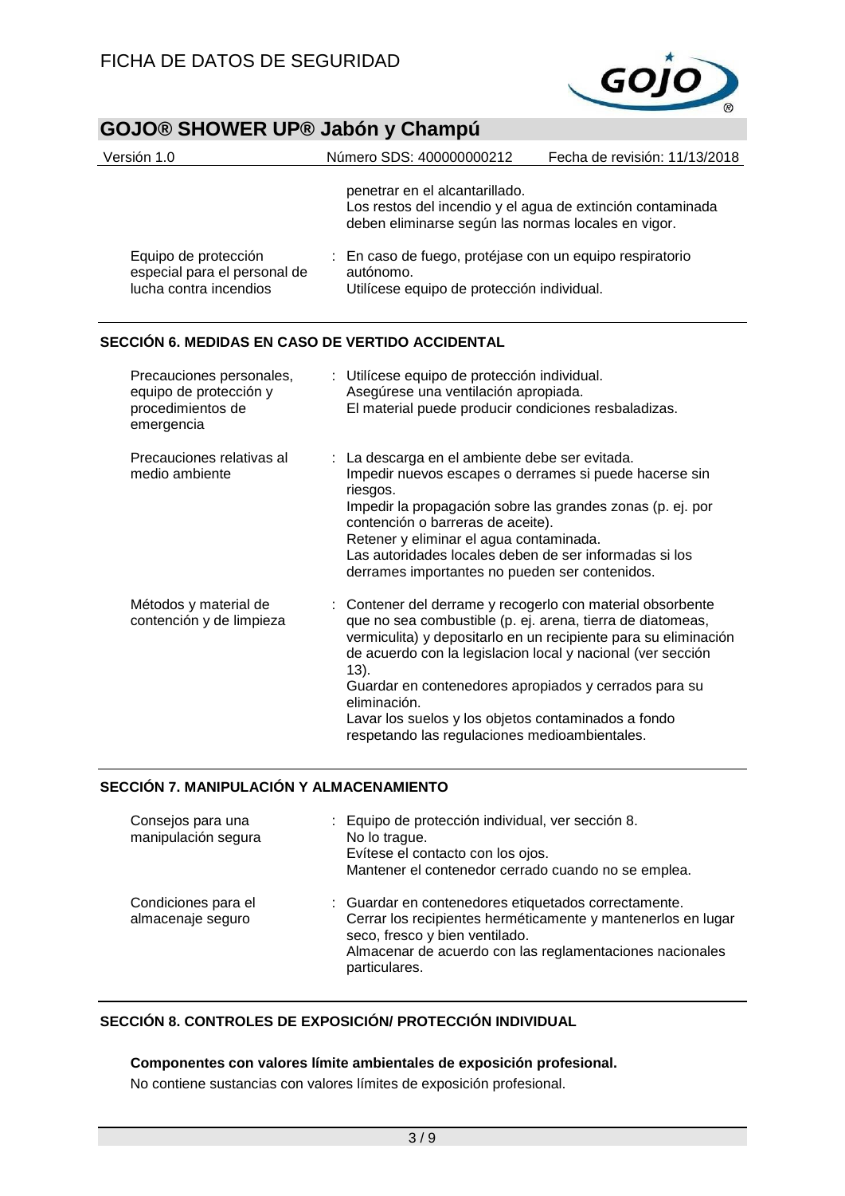penetrar en el alcantarillado.
Los restos del incendio y el agua de extinción contaminada deben eliminarse según las normas locales en vigor.

| | |
|---|---|
| Equipo de protección especial para el personal de lucha contra incendios | : En caso de fuego, protéjase con un equipo respiratorio autónomo. Utilícese equipo de protección individual. |

## SECCIÓN 6. MEDIDAS EN CASO DE VERTIDO ACCIDENTAL

| | |
|---|---|
| Precauciones personales, equipo de protección y procedimientos de emergencia | : Utilícese equipo de protección individual. Asegúrese una ventilación apropiada. El material puede producir condiciones resbaladizas. |
| Precauciones relativas al medio ambiente | : La descarga en el ambiente debe ser evitada. Impedir nuevos escapes o derrames si puede hacerse sin riesgos. Impedir la propagación sobre las grandes zonas (p. ej. por contención o barreras de aceite). Retener y eliminar el agua contaminada. Las autoridades locales deben de ser informadas si los derrames importantes no pueden ser contenidos. |
| Métodos y material de contención y de limpieza | : Contener del derrame y recogerlo con material obsorbente que no sea combustible (p. ej. arena, tierra de diatomeas, vermiculita) y depositarlo en un recipiente para su eliminación de acuerdo con la legislacion local y nacional (ver sección 13). Guardar en contenedores apropiados y cerrados para su eliminación. Lavar los suelos y los objetos contaminados a fondo respetando las regulaciones medioambientales. |

## SECCIÓN 7. MANIPULACIÓN Y ALMACENAMIENTO

| | |
|---|---|
| Consejos para una manipulación segura | : Equipo de protección individual, ver sección 8. No lo trague. Evítese el contacto con los ojos. Mantener el contenedor cerrado cuando no se emplea. |
| Condiciones para el almacenaje seguro | : Guardar en contenedores etiquetados correctamente. Cerrar los recipientes herméticamente y mantenerlos en lugar seco, fresco y bien ventilado. Almacenar de acuerdo con las reglamentaciones nacionales particulares. |

## SECCIÓN 8. CONTROLES DE EXPOSICIÓN/ PROTECCIÓN INDIVIDUAL

**Componentes con valores límite ambientales de exposición profesional.**

No contiene sustancias con valores límites de exposición profesional.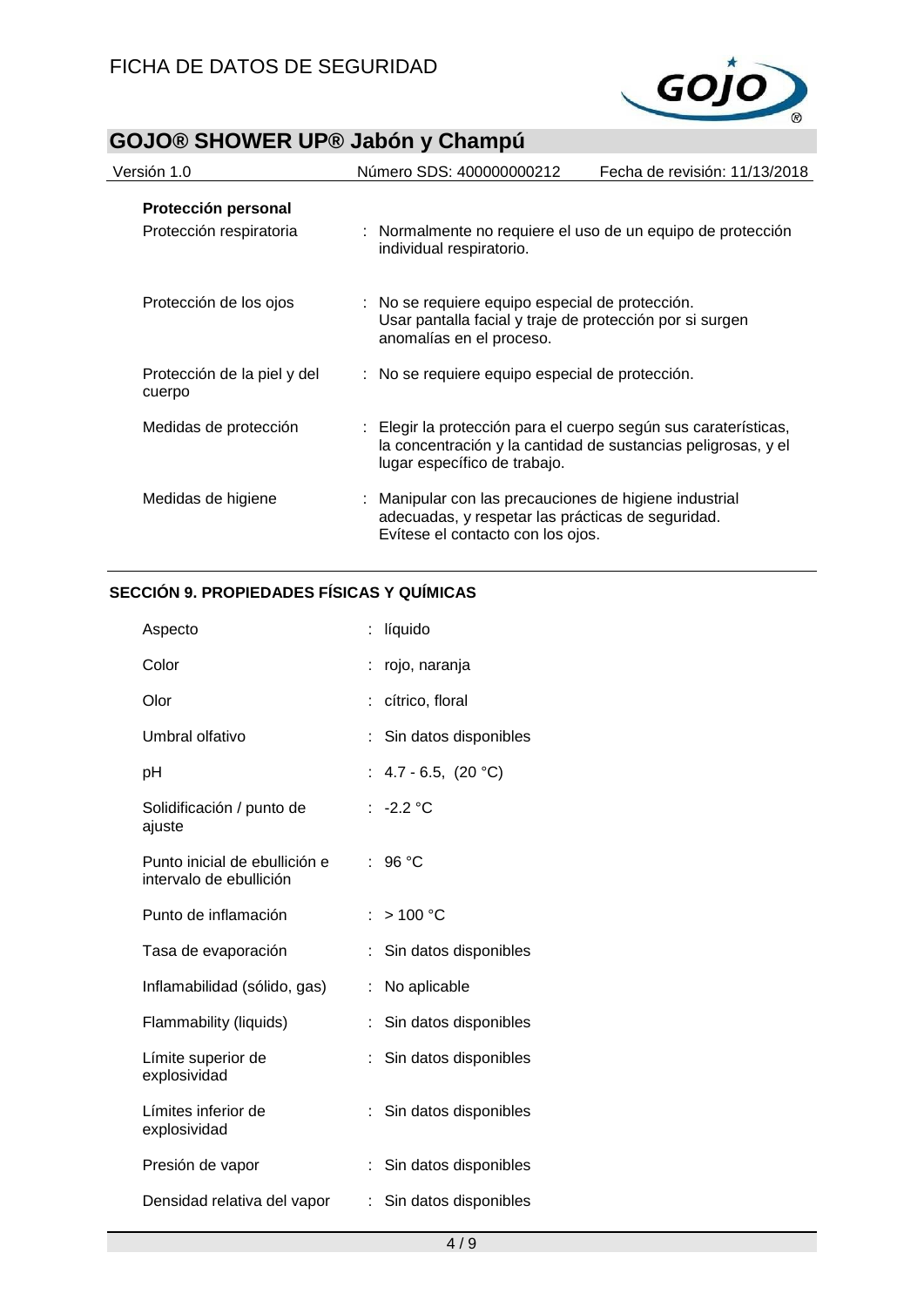**Protección personal**

| | |
|---|---|
| Protección respiratoria | : Normalmente no requiere el uso de un equipo de protección individual respiratorio. |
| Protección de los ojos | : No se requiere equipo especial de protección. Usar pantalla facial y traje de protección por si surgen anomalías en el proceso. |
| Protección de la piel y del cuerpo | : No se requiere equipo especial de protección. |
| Medidas de protección | : Elegir la protección para el cuerpo según sus caraterísticas, la concentración y la cantidad de sustancias peligrosas, y el lugar específico de trabajo. |
| Medidas de higiene | : Manipular con las precauciones de higiene industrial adecuadas, y respetar las prácticas de seguridad. Evítese el contacto con los ojos. |

## SECCIÓN 9. PROPIEDADES FÍSICAS Y QUÍMICAS

| | |
|---|---|
| Aspecto | : líquido |
| Color | : rojo, naranja |
| Olor | : cítrico, floral |
| Umbral olfativo | : Sin datos disponibles |
| pH | : 4.7 - 6.5, (20 °C) |
| Solidificación / punto de ajuste | : -2.2 °C |
| Punto inicial de ebullición e intervalo de ebullición | : 96 °C |
| Punto de inflamación | : > 100 °C |
| Tasa de evaporación | : Sin datos disponibles |
| Inflamabilidad (sólido, gas) | : No aplicable |
| Flammability (liquids) | : Sin datos disponibles |
| Límite superior de explosividad | : Sin datos disponibles |
| Límites inferior de explosividad | : Sin datos disponibles |
| Presión de vapor | : Sin datos disponibles |
| Densidad relativa del vapor | : Sin datos disponibles |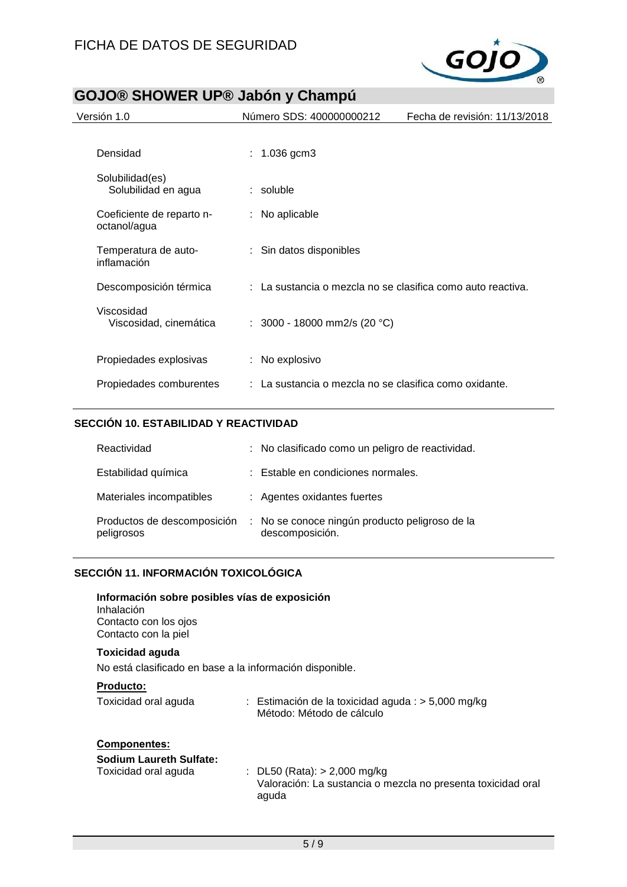| | | |
|---|---|---|
| Densidad | : | 1.036 gcm3 |
| Solubilidad(es)<br>Solubilidad en agua | : | soluble |
| Coeficiente de reparto n-octanol/agua | : | No aplicable |
| Temperatura de auto-inflamación | : | Sin datos disponibles |
| Descomposición térmica | : | La sustancia o mezcla no se clasifica como auto reactiva. |
| Viscosidad<br>Viscosidad, cinemática | : | 3000 - 18000 mm2/s (20 °C) |
| Propiedades explosivas | : | No explosivo |
| Propiedades comburentes | : | La sustancia o mezcla no se clasifica como oxidante. |

## SECCIÓN 10. ESTABILIDAD Y REACTIVIDAD

| | | |
|---|---|---|
| Reactividad | : | No clasificado como un peligro de reactividad. |
| Estabilidad química | : | Estable en condiciones normales. |
| Materiales incompatibles | : | Agentes oxidantes fuertes |
| Productos de descomposición peligrosos | : | No se conoce ningún producto peligroso de la descomposición. |

## SECCIÓN 11. INFORMACIÓN TOXICOLÓGICA

**Información sobre posibles vías de exposición**
Inhalación
Contacto con los ojos
Contacto con la piel

**Toxicidad aguda**

No está clasificado en base a la información disponible.

**Producto:**

Toxicidad oral aguda : Estimación de la toxicidad aguda : > 5,000 mg/kg
Método: Método de cálculo

**Componentes:**

**Sodium Laureth Sulfate:**

Toxicidad oral aguda : DL50 (Rata): > 2,000 mg/kg
Valoración: La sustancia o mezcla no presenta toxicidad oral aguda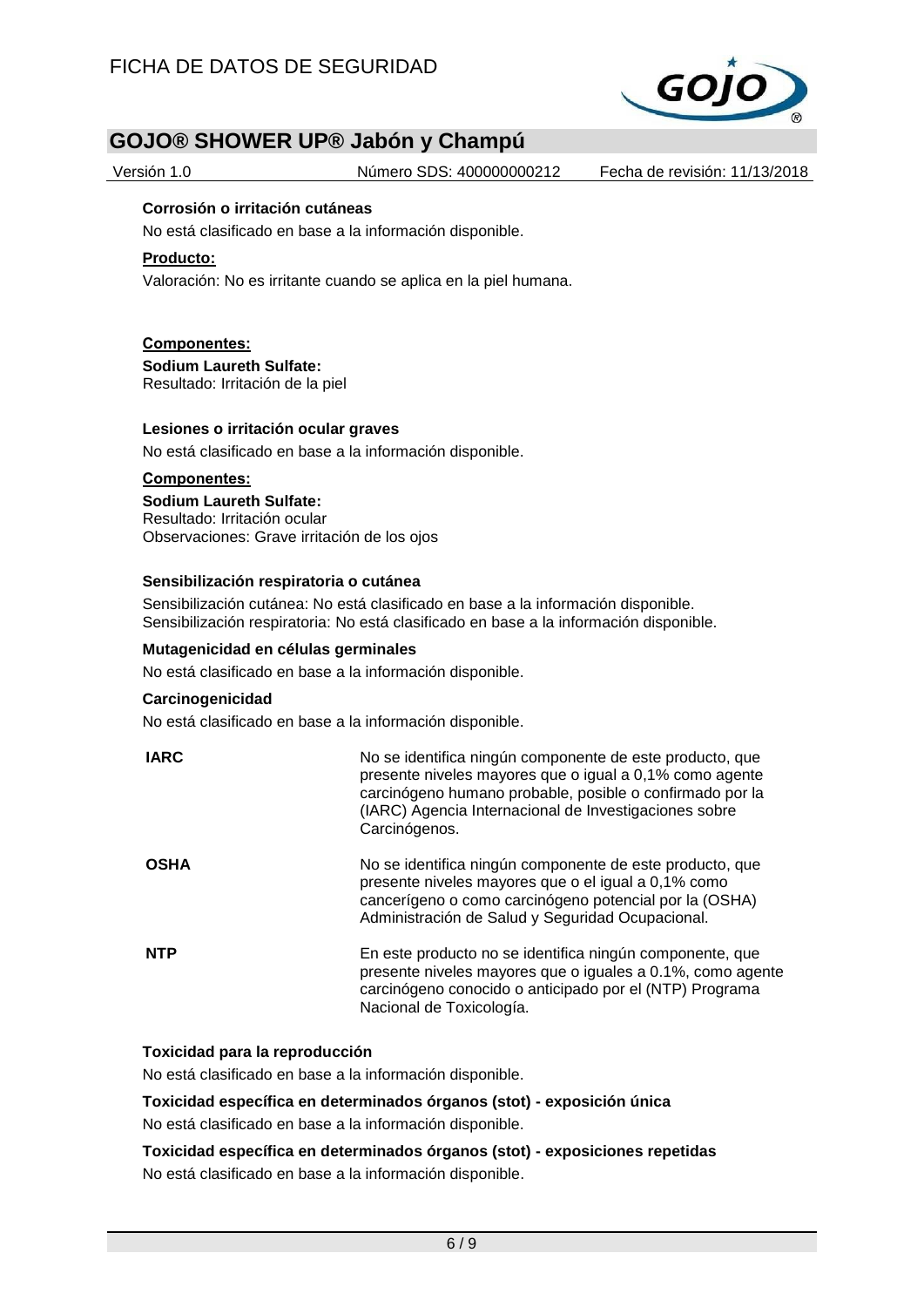#### Corrosión o irritación cutáneas

No está clasificado en base a la información disponible.

**Producto:**

Valoración: No es irritante cuando se aplica en la piel humana.

**Componentes:**

**Sodium Laureth Sulfate:**
Resultado: Irritación de la piel

#### Lesiones o irritación ocular graves

No está clasificado en base a la información disponible.

**Componentes:**

**Sodium Laureth Sulfate:**
Resultado: Irritación ocular
Observaciones: Grave irritación de los ojos

#### Sensibilización respiratoria o cutánea

Sensibilización cutánea: No está clasificado en base a la información disponible.
Sensibilización respiratoria: No está clasificado en base a la información disponible.

#### Mutagenicidad en células germinales

No está clasificado en base a la información disponible.

#### Carcinogenicidad

No está clasificado en base a la información disponible.

| | |
|---|---|
| **IARC** | No se identifica ningún componente de este producto, que presente niveles mayores que o igual a 0,1% como agente carcinógeno humano probable, posible o confirmado por la (IARC) Agencia Internacional de Investigaciones sobre Carcinógenos. |
| **OSHA** | No se identifica ningún componente de este producto, que presente niveles mayores que o el igual a 0,1% como cancerígeno o como carcinógeno potencial por la (OSHA) Administración de Salud y Seguridad Ocupacional. |
| **NTP** | En este producto no se identifica ningún componente, que presente niveles mayores que o iguales a 0.1%, como agente carcinógeno conocido o anticipado por el (NTP) Programa Nacional de Toxicología. |

#### Toxicidad para la reproducción

No está clasificado en base a la información disponible.

#### Toxicidad específica en determinados órganos (stot) - exposición única

No está clasificado en base a la información disponible.

#### Toxicidad específica en determinados órganos (stot) - exposiciones repetidas

No está clasificado en base a la información disponible.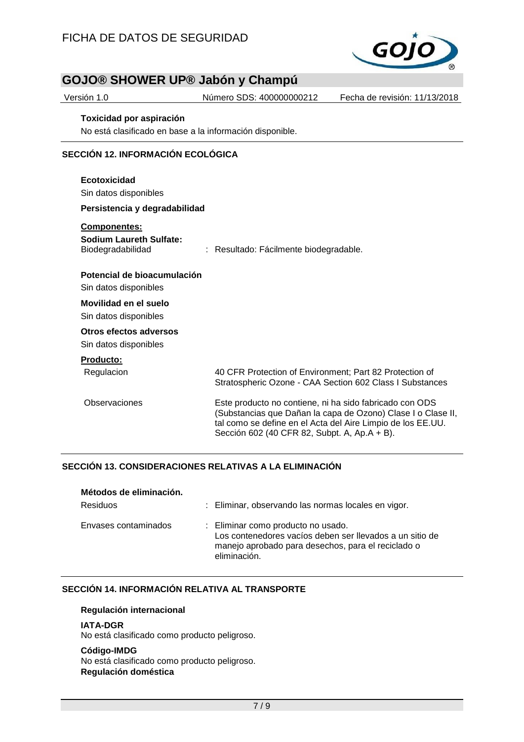**Toxicidad por aspiración**

No está clasificado en base a la información disponible.

## SECCIÓN 12. INFORMACIÓN ECOLÓGICA

**Ecotoxicidad**

Sin datos disponibles

**Persistencia y degradabilidad**

**Componentes:**

**Sodium Laureth Sulfate:**

Biodegradabilidad : Resultado: Fácilmente biodegradable.

**Potencial de bioacumulación**

Sin datos disponibles

**Movilidad en el suelo**

Sin datos disponibles

**Otros efectos adversos**

Sin datos disponibles

**Producto:**

Regulacion 40 CFR Protection of Environment; Part 82 Protection of Stratospheric Ozone - CAA Section 602 Class I Substances

Observaciones Este producto no contiene, ni ha sido fabricado con ODS (Substancias que Dañan la capa de Ozono) Clase I o Clase II, tal como se define en el Acta del Aire Limpio de los EE.UU. Sección 602 (40 CFR 82, Subpt. A, Ap.A + B).

## SECCIÓN 13. CONSIDERACIONES RELATIVAS A LA ELIMINACIÓN

**Métodos de eliminación.**

Residuos : Eliminar, observando las normas locales en vigor.

Envases contaminados : Eliminar como producto no usado.
Los contenedores vacíos deben ser llevados a un sitio de manejo aprobado para desechos, para el reciclado o eliminación.

## SECCIÓN 14. INFORMACIÓN RELATIVA AL TRANSPORTE

**Regulación internacional**

**IATA-DGR**
No está clasificado como producto peligroso.

**Código-IMDG**
No está clasificado como producto peligroso.

**Regulación doméstica**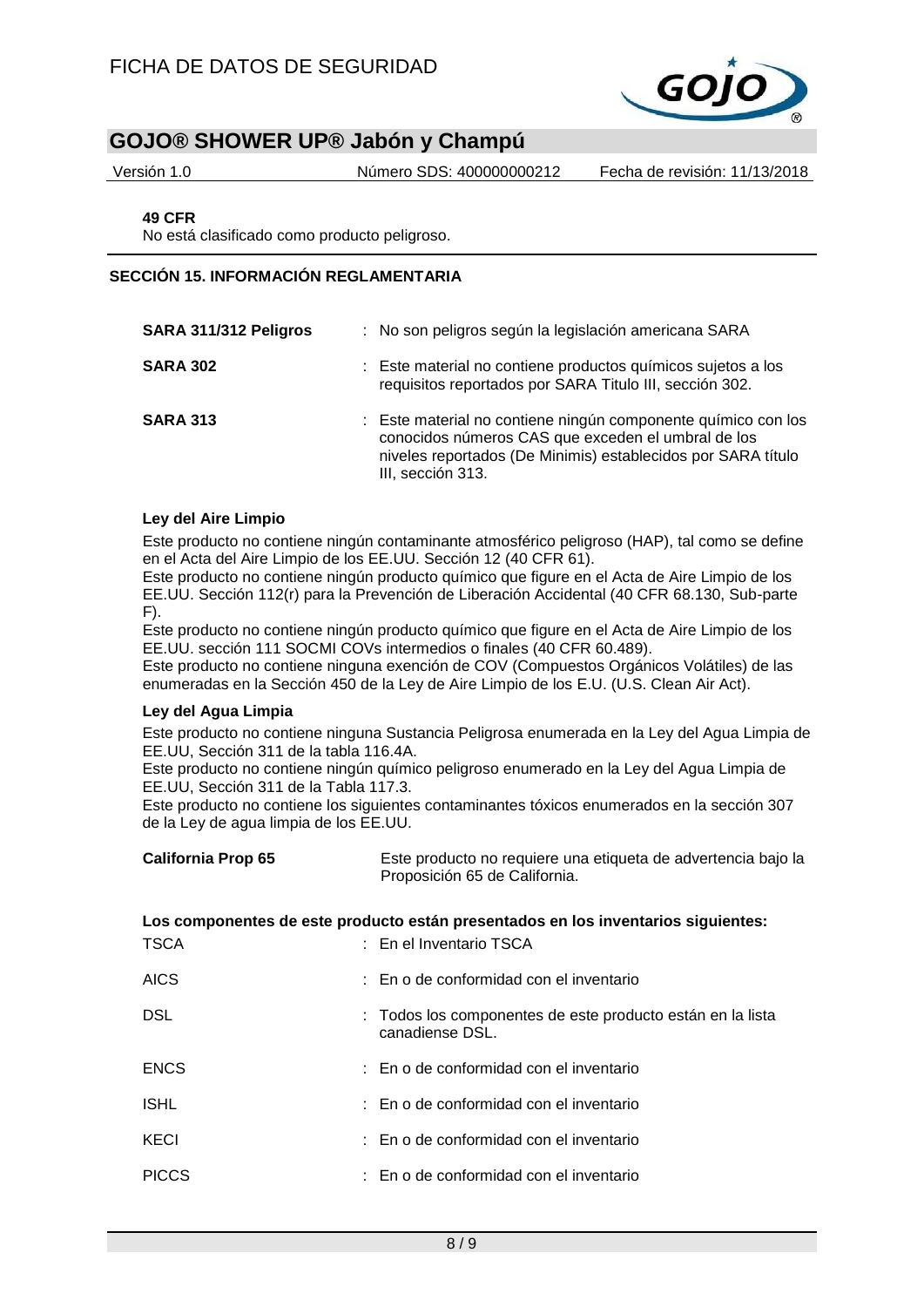**49 CFR**

No está clasificado como producto peligroso.

## SECCIÓN 15. INFORMACIÓN REGLAMENTARIA

| | |
|---|---|
| **SARA 311/312 Peligros** | : No son peligros según la legislación americana SARA |
| **SARA 302** | : Este material no contiene productos químicos sujetos a los requisitos reportados por SARA Titulo III, sección 302. |
| **SARA 313** | : Este material no contiene ningún componente químico con los conocidos números CAS que exceden el umbral de los niveles reportados (De Minimis) establecidos por SARA título III, sección 313. |

**Ley del Aire Limpio**

Este producto no contiene ningún contaminante atmosférico peligroso (HAP), tal como se define en el Acta del Aire Limpio de los EE.UU. Sección 12 (40 CFR 61).

Este producto no contiene ningún producto químico que figure en el Acta de Aire Limpio de los EE.UU. Sección 112(r) para la Prevención de Liberación Accidental (40 CFR 68.130, Sub-parte F).

Este producto no contiene ningún producto químico que figure en el Acta de Aire Limpio de los EE.UU. sección 111 SOCMI COVs intermedios o finales (40 CFR 60.489).

Este producto no contiene ninguna exención de COV (Compuestos Orgánicos Volátiles) de las enumeradas en la Sección 450 de la Ley de Aire Limpio de los E.U. (U.S. Clean Air Act).

**Ley del Agua Limpia**

Este producto no contiene ninguna Sustancia Peligrosa enumerada en la Ley del Agua Limpia de EE.UU, Sección 311 de la tabla 116.4A.

Este producto no contiene ningún químico peligroso enumerado en la Ley del Agua Limpia de EE.UU, Sección 311 de la Tabla 117.3.

Este producto no contiene los siguientes contaminantes tóxicos enumerados en la sección 307 de la Ley de agua limpia de los EE.UU.

| | |
|---|---|
| **California Prop 65** | Este producto no requiere una etiqueta de advertencia bajo la Proposición 65 de California. |

**Los componentes de este producto están presentados en los inventarios siguientes:**

| | |
|---|---|
| TSCA | : En el Inventario TSCA |
| AICS | : En o de conformidad con el inventario |
| DSL | : Todos los componentes de este producto están en la lista canadiense DSL. |
| ENCS | : En o de conformidad con el inventario |
| ISHL | : En o de conformidad con el inventario |
| KECI | : En o de conformidad con el inventario |
| PICCS | : En o de conformidad con el inventario |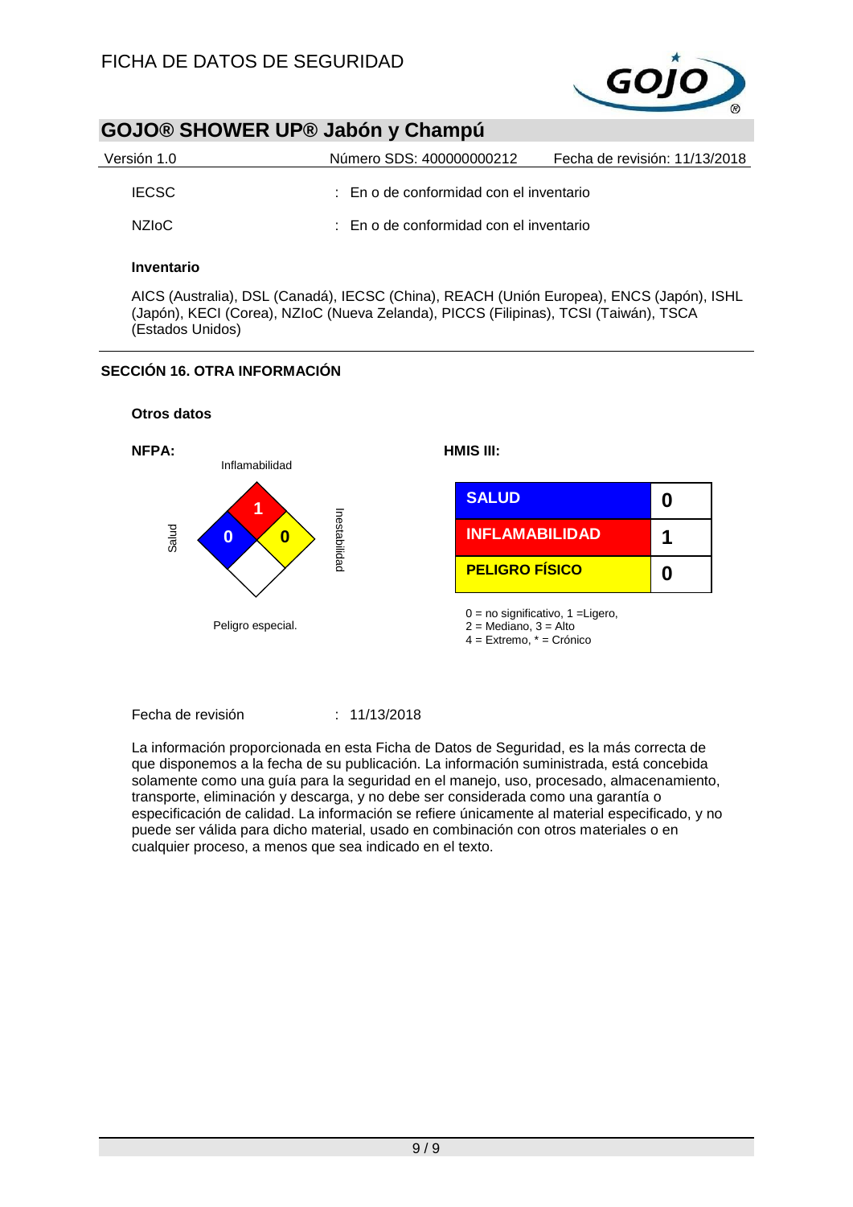| | | |
|---|---|---|
| IECSC | : | En o de conformidad con el inventario |
| NZIoC | : | En o de conformidad con el inventario |

**Inventario**

AICS (Australia), DSL (Canadá), IECSC (China), REACH (Unión Europea), ENCS (Japón), ISHL (Japón), KECI (Corea), NZIoC (Nueva Zelanda), PICCS (Filipinas), TCSI (Taiwán), TSCA (Estados Unidos)

## SECCIÓN 16. OTRA INFORMACIÓN

**Otros datos**

**NFPA:**

Inflamabilidad

1

Salud

0

Inestabilidad

0

Peligro especial.

**HMIS III:**

| | |
|---|---|
| **SALUD** | **0** |
| **INFLAMABILIDAD** | **1** |
| **PELIGRO FÍSICO** | **0** |

0 = no significativo, 1 =Ligero,
2 = Mediano, 3 = Alto
4 = Extremo, * = Crónico

Fecha de revisión : 11/13/2018

La información proporcionada en esta Ficha de Datos de Seguridad, es la más correcta de que disponemos a la fecha de su publicación. La información suministrada, está concebida solamente como una guía para la seguridad en el manejo, uso, procesado, almacenamiento, transporte, eliminación y descarga, y no debe ser considerada como una garantía o especificación de calidad. La información se refiere únicamente al material especificado, y no puede ser válida para dicho material, usado en combinación con otros materiales o en cualquier proceso, a menos que sea indicado en el texto.